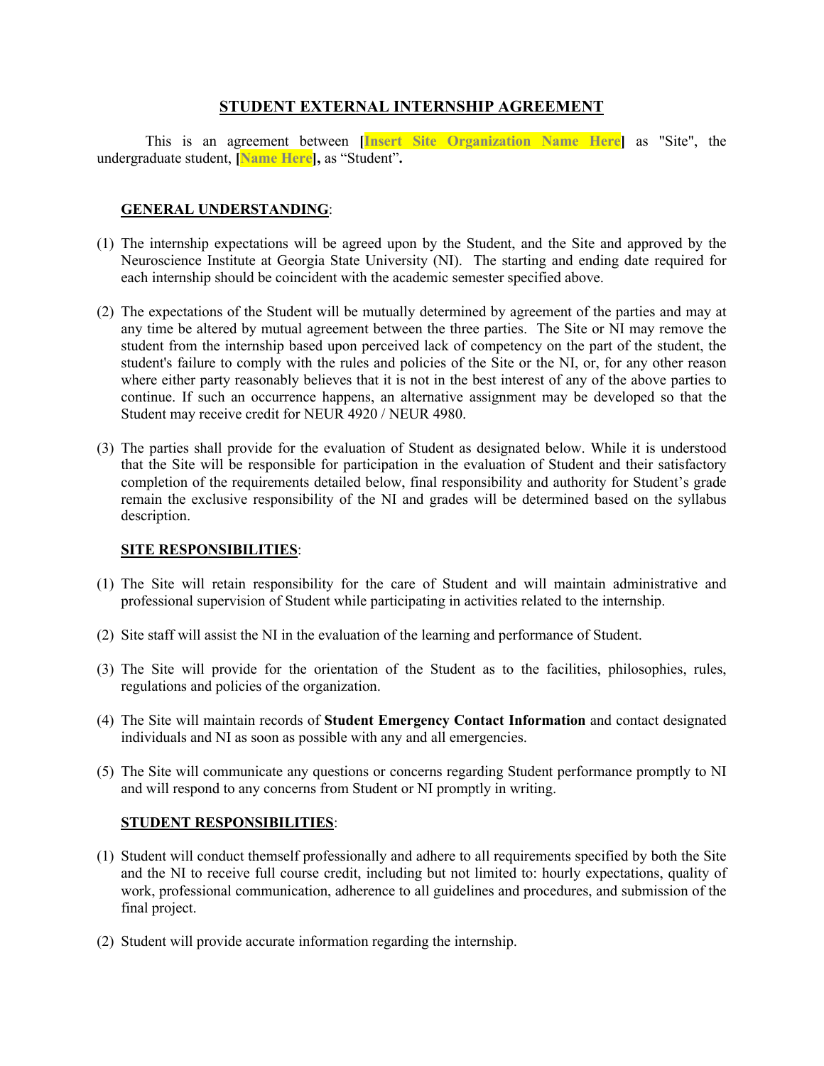# STUDENT EXTERNAL INTERNSHIP AGREEMENT

This is an agreement between **[Insert Site Organization Name Here]** as "Site", the undergraduate student, **[Name Here],** as "Student"**.**

**GENERAL UNDERSTANDING**:

(1) The internship expectations will be agreed upon by the Student, and the Site and approved by the Neuroscience Institute at Georgia State University (NI). The starting and ending date required for each internship should be coincident with the academic semester specified above.

(2) The expectations of the Student will be mutually determined by agreement of the parties and may at any time be altered by mutual agreement between the three parties. The Site or NI may remove the student from the internship based upon perceived lack of competency on the part of the student, the student's failure to comply with the rules and policies of the Site or the NI, or, for any other reason where either party reasonably believes that it is not in the best interest of any of the above parties to continue. If such an occurrence happens, an alternative assignment may be developed so that the Student may receive credit for NEUR 4920 / NEUR 4980.

(3) The parties shall provide for the evaluation of Student as designated below. While it is understood that the Site will be responsible for participation in the evaluation of Student and their satisfactory completion of the requirements detailed below, final responsibility and authority for Student's grade remain the exclusive responsibility of the NI and grades will be determined based on the syllabus description.

**SITE RESPONSIBILITIES**:

(1) The Site will retain responsibility for the care of Student and will maintain administrative and professional supervision of Student while participating in activities related to the internship.

(2) Site staff will assist the NI in the evaluation of the learning and performance of Student.

(3) The Site will provide for the orientation of the Student as to the facilities, philosophies, rules, regulations and policies of the organization.

(4) The Site will maintain records of **Student Emergency Contact Information** and contact designated individuals and NI as soon as possible with any and all emergencies.

(5) The Site will communicate any questions or concerns regarding Student performance promptly to NI and will respond to any concerns from Student or NI promptly in writing.

**STUDENT RESPONSIBILITIES**:

(1) Student will conduct themself professionally and adhere to all requirements specified by both the Site and the NI to receive full course credit, including but not limited to: hourly expectations, quality of work, professional communication, adherence to all guidelines and procedures, and submission of the final project.

(2) Student will provide accurate information regarding the internship.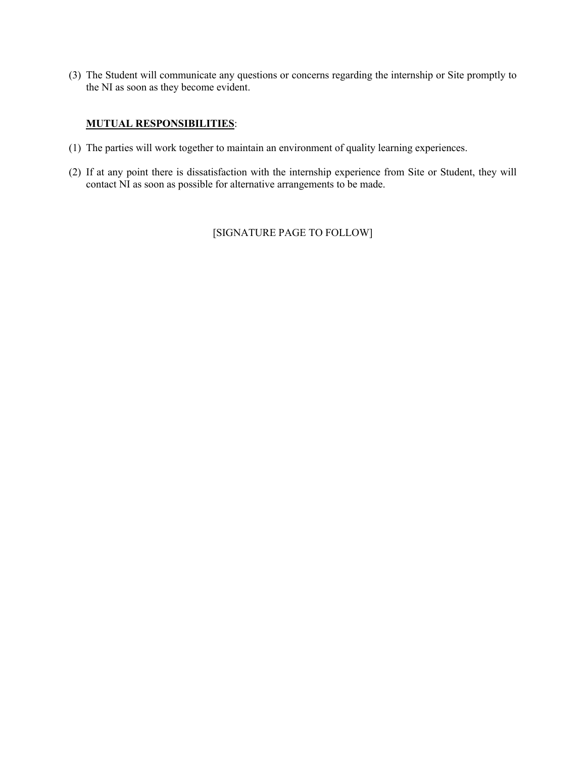(3) The Student will communicate any questions or concerns regarding the internship or Site promptly to the NI as soon as they become evident.

**<u>MUTUAL RESPONSIBILITIES</u>**:

(1) The parties will work together to maintain an environment of quality learning experiences.

(2) If at any point there is dissatisfaction with the internship experience from Site or Student, they will contact NI as soon as possible for alternative arrangements to be made.

[SIGNATURE PAGE TO FOLLOW]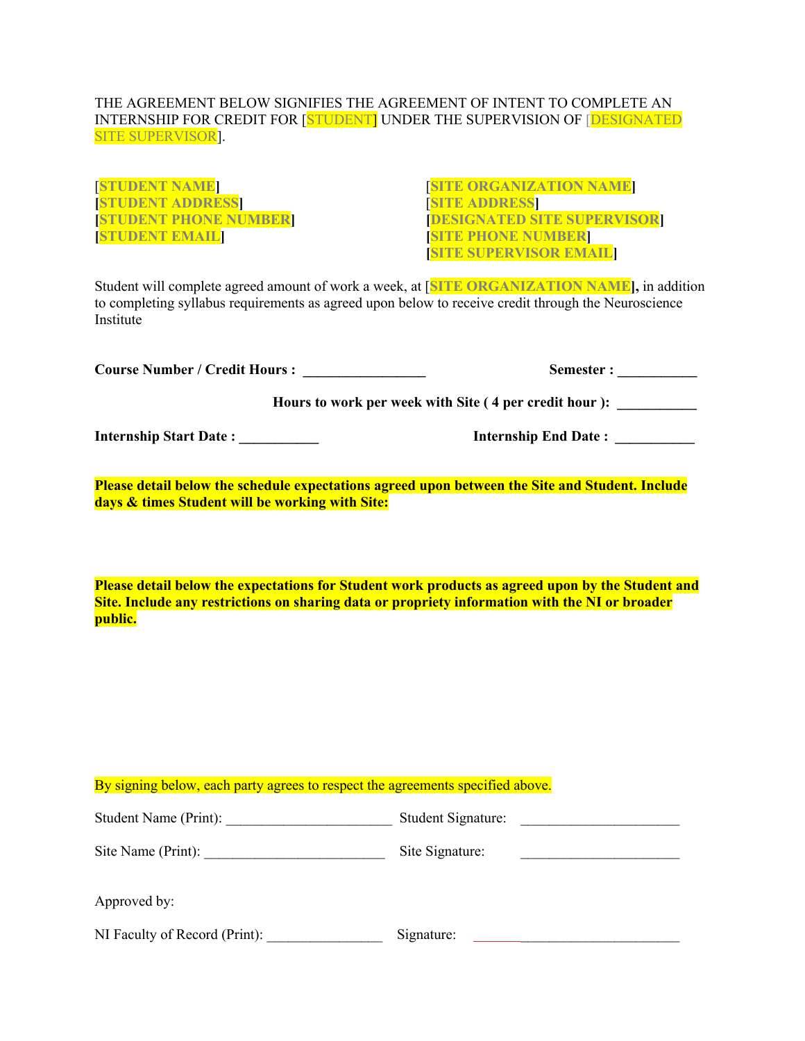THE AGREEMENT BELOW SIGNIFIES THE AGREEMENT OF INTENT TO COMPLETE AN INTERNSHIP FOR CREDIT FOR [STUDENT] UNDER THE SUPERVISION OF [DESIGNATED SITE SUPERVISOR].

**[STUDENT NAME]**
**[STUDENT ADDRESS]**
**[STUDENT PHONE NUMBER]**
**[STUDENT EMAIL]**

**[SITE ORGANIZATION NAME]**
**[SITE ADDRESS]**
**[DESIGNATED SITE SUPERVISOR]**
**[SITE PHONE NUMBER]**
**[SITE SUPERVISOR EMAIL]**

Student will complete agreed amount of work a week, at **[SITE ORGANIZATION NAME],** in addition to completing syllabus requirements as agreed upon below to receive credit through the Neuroscience Institute

**Course Number / Credit Hours :** _________________ **Semester :** ___________

**Hours to work per week with Site ( 4 per credit hour ):** ___________

**Internship Start Date :** ___________ **Internship End Date :** ___________

**Please detail below the schedule expectations agreed upon between the Site and Student. Include days & times Student will be working with Site:**

**Please detail below the expectations for Student work products as agreed upon by the Student and Site. Include any restrictions on sharing data or propriety information with the NI or broader public.**

By signing below, each party agrees to respect the agreements specified above.

Student Name (Print): _______________________ Student Signature: ______________________

Site Name (Print): _________________________ Site Signature: ______________________

Approved by:

NI Faculty of Record (Print): ________________ Signature: ____________________________